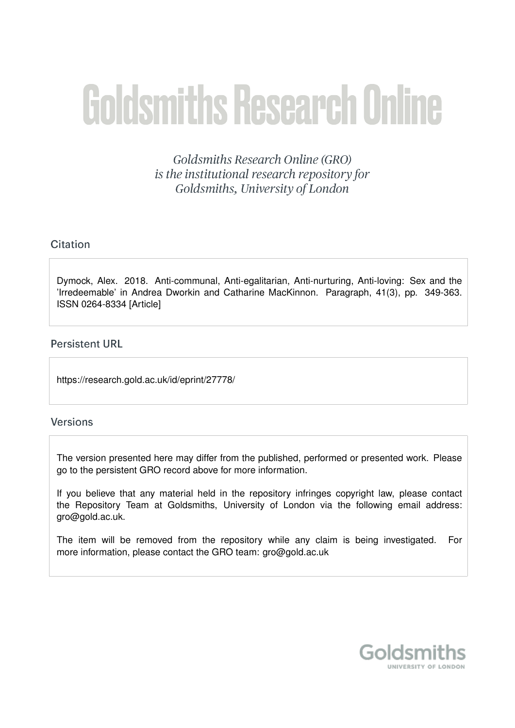# Goldsmiths Research Online

*Goldsmiths Research Online (GRO) is the institutional research repository for Goldsmiths, University of London*

## Citation

Dymock, Alex. 2018. Anti-communal, Anti-egalitarian, Anti-nurturing, Anti-loving: Sex and the 'Irredeemable' in Andrea Dworkin and Catharine MacKinnon. Paragraph, 41(3), pp. 349-363. ISSN 0264-8334 [Article]

## Persistent URL

https://research.gold.ac.uk/id/eprint/27778/

## Versions

The version presented here may differ from the published, performed or presented work. Please go to the persistent GRO record above for more information.

If you believe that any material held in the repository infringes copyright law, please contact the Repository Team at Goldsmiths, University of London via the following email address: gro@gold.ac.uk.

The item will be removed from the repository while any claim is being investigated. For more information, please contact the GRO team: gro@gold.ac.uk

Goldsmiths
UNIVERSITY OF LONDON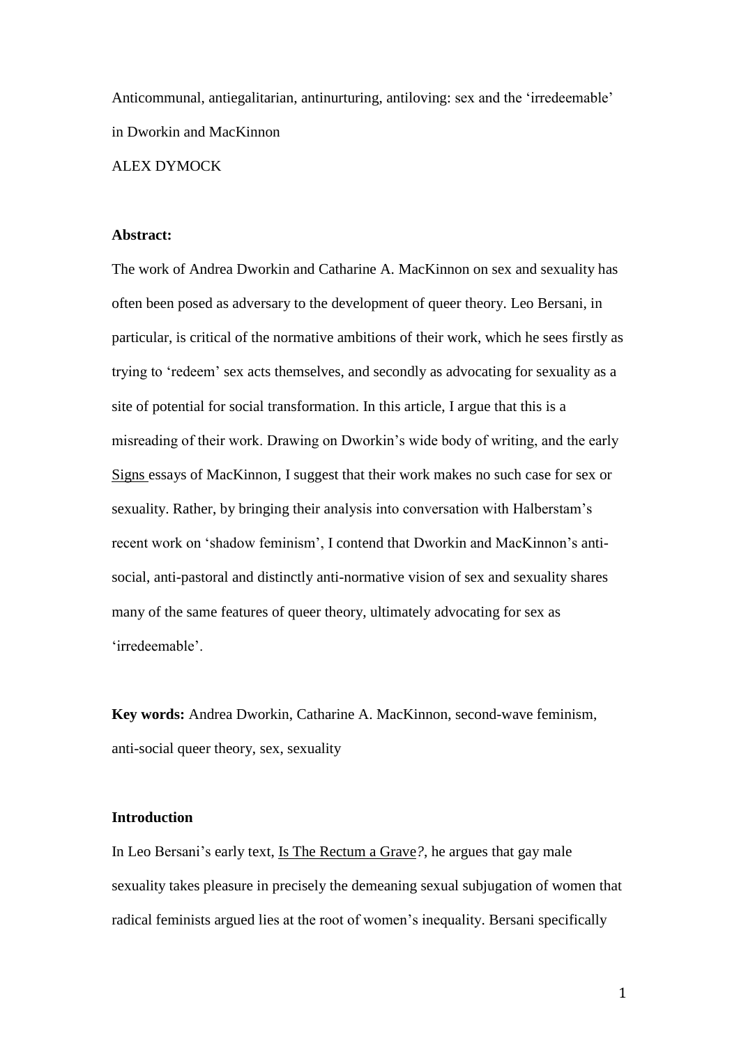Anticommunal, antiegalitarian, antinurturing, antiloving: sex and the 'irredeemable' in Dworkin and MacKinnon

ALEX DYMOCK

**Abstract:**

The work of Andrea Dworkin and Catharine A. MacKinnon on sex and sexuality has often been posed as adversary to the development of queer theory. Leo Bersani, in particular, is critical of the normative ambitions of their work, which he sees firstly as trying to 'redeem' sex acts themselves, and secondly as advocating for sexuality as a site of potential for social transformation. In this article, I argue that this is a misreading of their work. Drawing on Dworkin's wide body of writing, and the early Signs essays of MacKinnon, I suggest that their work makes no such case for sex or sexuality. Rather, by bringing their analysis into conversation with Halberstam's recent work on 'shadow feminism', I contend that Dworkin and MacKinnon's anti-social, anti-pastoral and distinctly anti-normative vision of sex and sexuality shares many of the same features of queer theory, ultimately advocating for sex as 'irredeemable'.

**Key words:** Andrea Dworkin, Catharine A. MacKinnon, second-wave feminism, anti-social queer theory, sex, sexuality

**Introduction**

In Leo Bersani's early text, Is The Rectum a Grave*?*, he argues that gay male sexuality takes pleasure in precisely the demeaning sexual subjugation of women that radical feminists argued lies at the root of women's inequality. Bersani specifically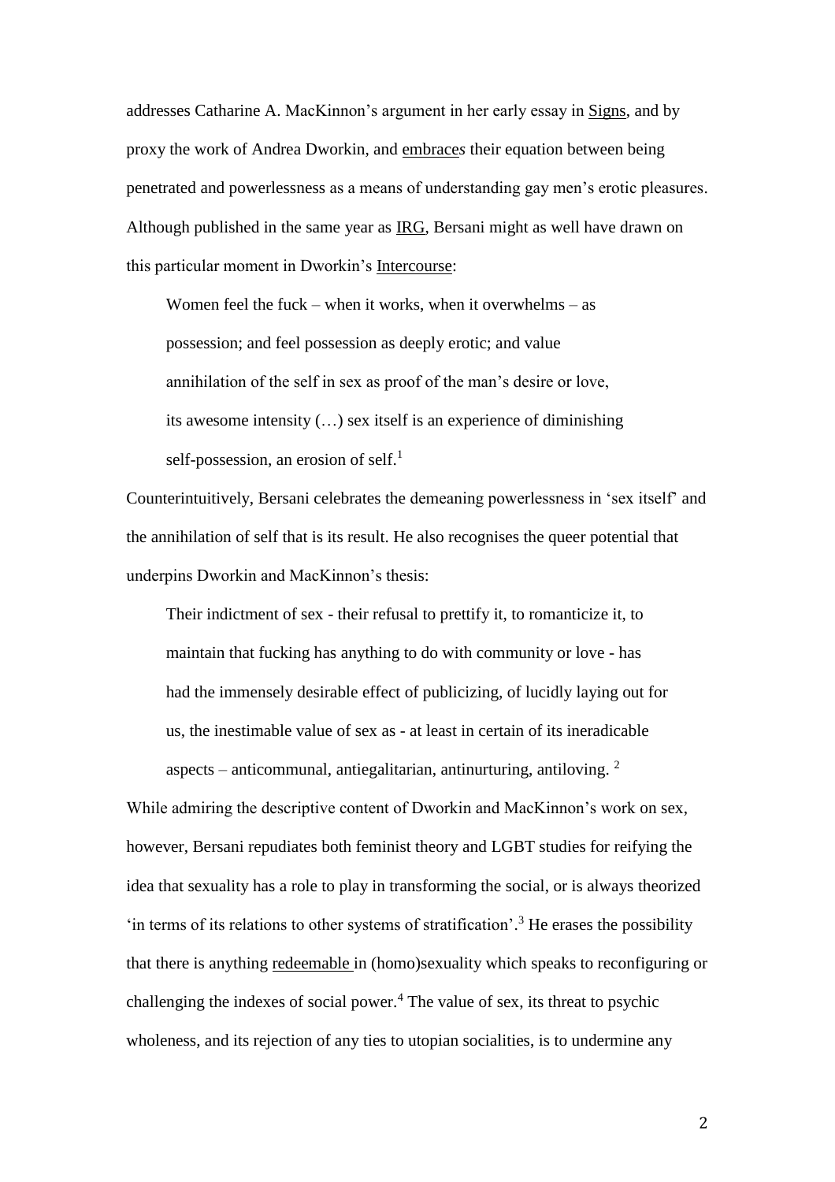addresses Catharine A. MacKinnon's argument in her early essay in Signs, and by proxy the work of Andrea Dworkin, and *embraces* their equation between being penetrated and powerlessness as a means of understanding gay men's erotic pleasures. Although published in the same year as IRG, Bersani might as well have drawn on this particular moment in Dworkin's Intercourse:

> Women feel the fuck – when it works, when it overwhelms – as possession; and feel possession as deeply erotic; and value annihilation of the self in sex as proof of the man's desire or love, its awesome intensity (…) sex itself is an experience of diminishing self-possession, an erosion of self.[1]

Counterintuitively, Bersani celebrates the demeaning powerlessness in 'sex itself' and the annihilation of self that is its result. He also recognises the queer potential that underpins Dworkin and MacKinnon's thesis:

> Their indictment of sex - their refusal to prettify it, to romanticize it, to maintain that fucking has anything to do with community or love - has had the immensely desirable effect of publicizing, of lucidly laying out for us, the inestimable value of sex as - at least in certain of its ineradicable aspects – anticommunal, antiegalitarian, antinurturing, antiloving. [2]

While admiring the descriptive content of Dworkin and MacKinnon's work on sex, however, Bersani repudiates both feminist theory and LGBT studies for reifying the idea that sexuality has a role to play in transforming the social, or is always theorized 'in terms of its relations to other systems of stratification'.[3] He erases the possibility that there is anything redeemable in (homo)sexuality which speaks to reconfiguring or challenging the indexes of social power.[4] The value of sex, its threat to psychic wholeness, and its rejection of any ties to utopian socialities, is to undermine any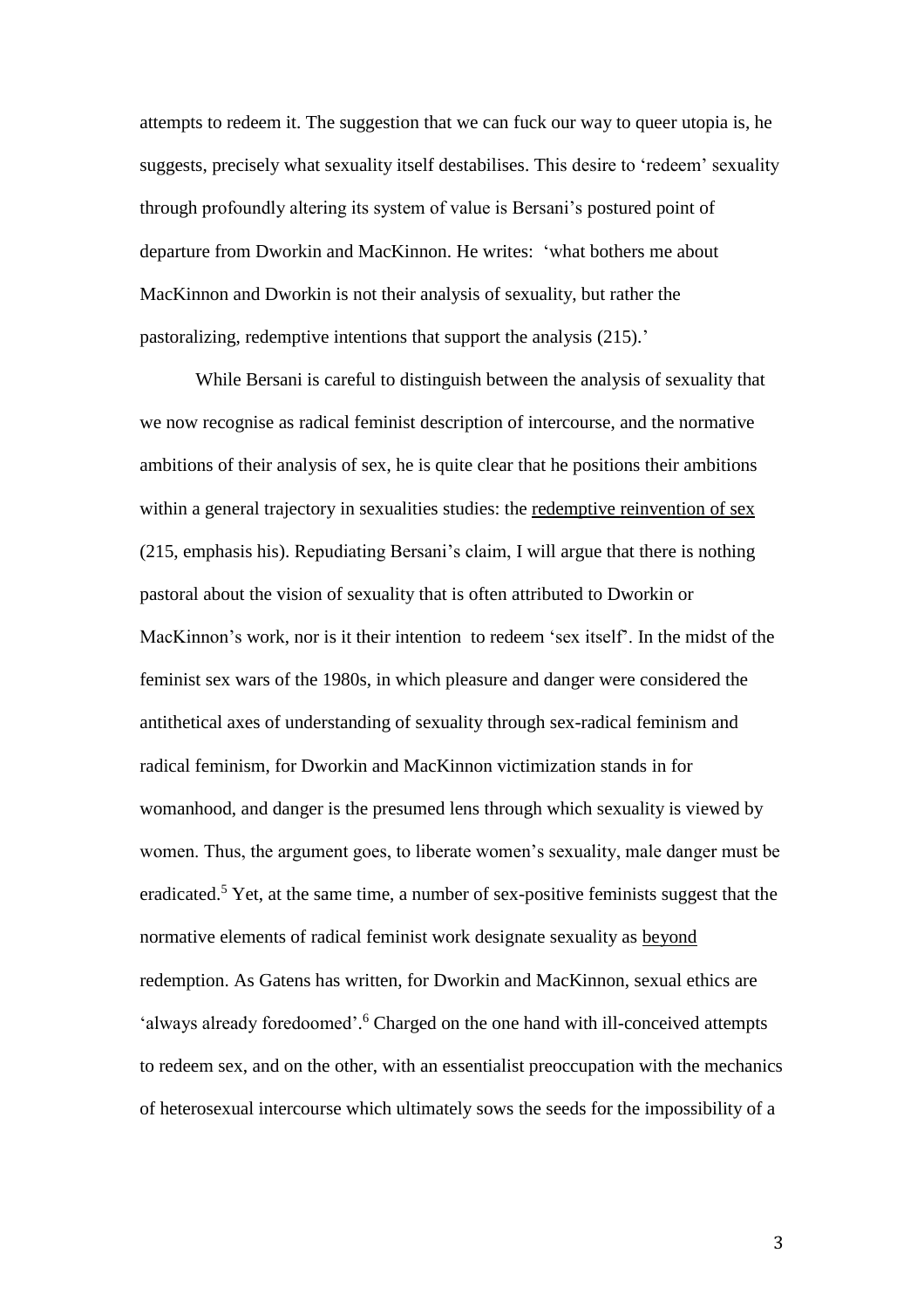attempts to redeem it. The suggestion that we can fuck our way to queer utopia is, he suggests, precisely what sexuality itself destabilises. This desire to 'redeem' sexuality through profoundly altering its system of value is Bersani's postured point of departure from Dworkin and MacKinnon. He writes: 'what bothers me about MacKinnon and Dworkin is not their analysis of sexuality, but rather the pastoralizing, redemptive intentions that support the analysis (215).'

While Bersani is careful to distinguish between the analysis of sexuality that we now recognise as radical feminist description of intercourse, and the normative ambitions of their analysis of sex, he is quite clear that he positions their ambitions within a general trajectory in sexualities studies: the <u>redemptive reinvention of sex</u> (215, emphasis his). Repudiating Bersani's claim, I will argue that there is nothing pastoral about the vision of sexuality that is often attributed to Dworkin or MacKinnon's work, nor is it their intention to redeem 'sex itself'. In the midst of the feminist sex wars of the 1980s, in which pleasure and danger were considered the antithetical axes of understanding of sexuality through sex-radical feminism and radical feminism, for Dworkin and MacKinnon victimization stands in for womanhood, and danger is the presumed lens through which sexuality is viewed by women. Thus, the argument goes, to liberate women's sexuality, male danger must be eradicated.[5] Yet, at the same time, a number of sex-positive feminists suggest that the normative elements of radical feminist work designate sexuality as <u>beyond</u> redemption. As Gatens has written, for Dworkin and MacKinnon, sexual ethics are 'always already foredoomed'.[6] Charged on the one hand with ill-conceived attempts to redeem sex, and on the other, with an essentialist preoccupation with the mechanics of heterosexual intercourse which ultimately sows the seeds for the impossibility of a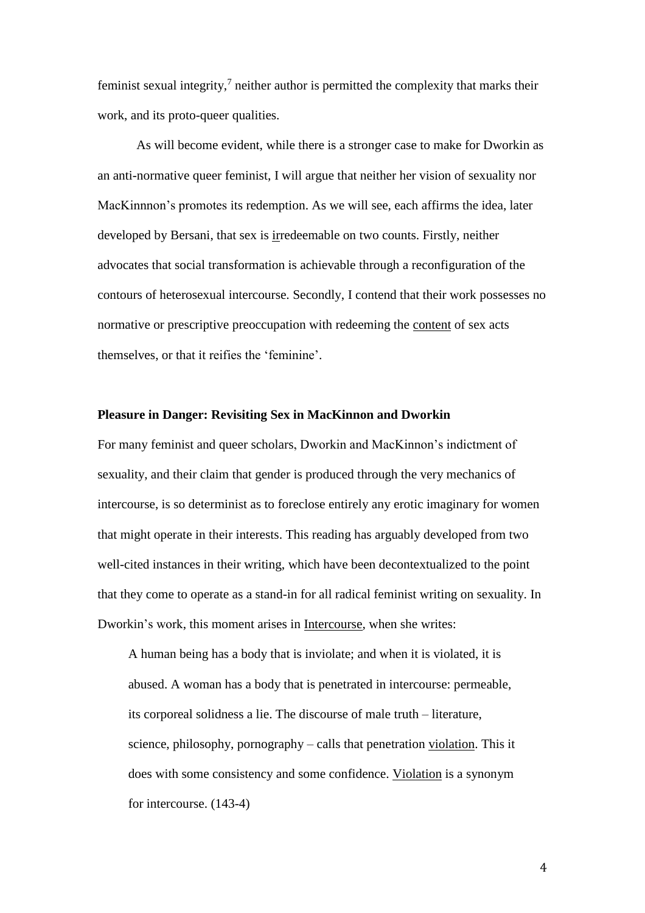feminist sexual integrity,[7] neither author is permitted the complexity that marks their work, and its proto-queer qualities.

As will become evident, while there is a stronger case to make for Dworkin as an anti-normative queer feminist, I will argue that neither her vision of sexuality nor MacKinnnon's promotes its redemption. As we will see, each affirms the idea, later developed by Bersani, that sex is <u>ir</u>redeemable on two counts. Firstly, neither advocates that social transformation is achievable through a reconfiguration of the contours of heterosexual intercourse. Secondly, I contend that their work possesses no normative or prescriptive preoccupation with redeeming the <u>content</u> of sex acts themselves, or that it reifies the 'feminine'.

**Pleasure in Danger: Revisiting Sex in MacKinnon and Dworkin**

For many feminist and queer scholars, Dworkin and MacKinnon's indictment of sexuality, and their claim that gender is produced through the very mechanics of intercourse, is so determinist as to foreclose entirely any erotic imaginary for women that might operate in their interests. This reading has arguably developed from two well-cited instances in their writing, which have been decontextualized to the point that they come to operate as a stand-in for all radical feminist writing on sexuality. In Dworkin's work, this moment arises in <u>Intercourse</u>, when she writes:

> A human being has a body that is inviolate; and when it is violated, it is abused. A woman has a body that is penetrated in intercourse: permeable, its corporeal solidness a lie. The discourse of male truth – literature, science, philosophy, pornography – calls that penetration <u>violation</u>. This it does with some consistency and some confidence. <u>Violation</u> is a synonym for intercourse. (143-4)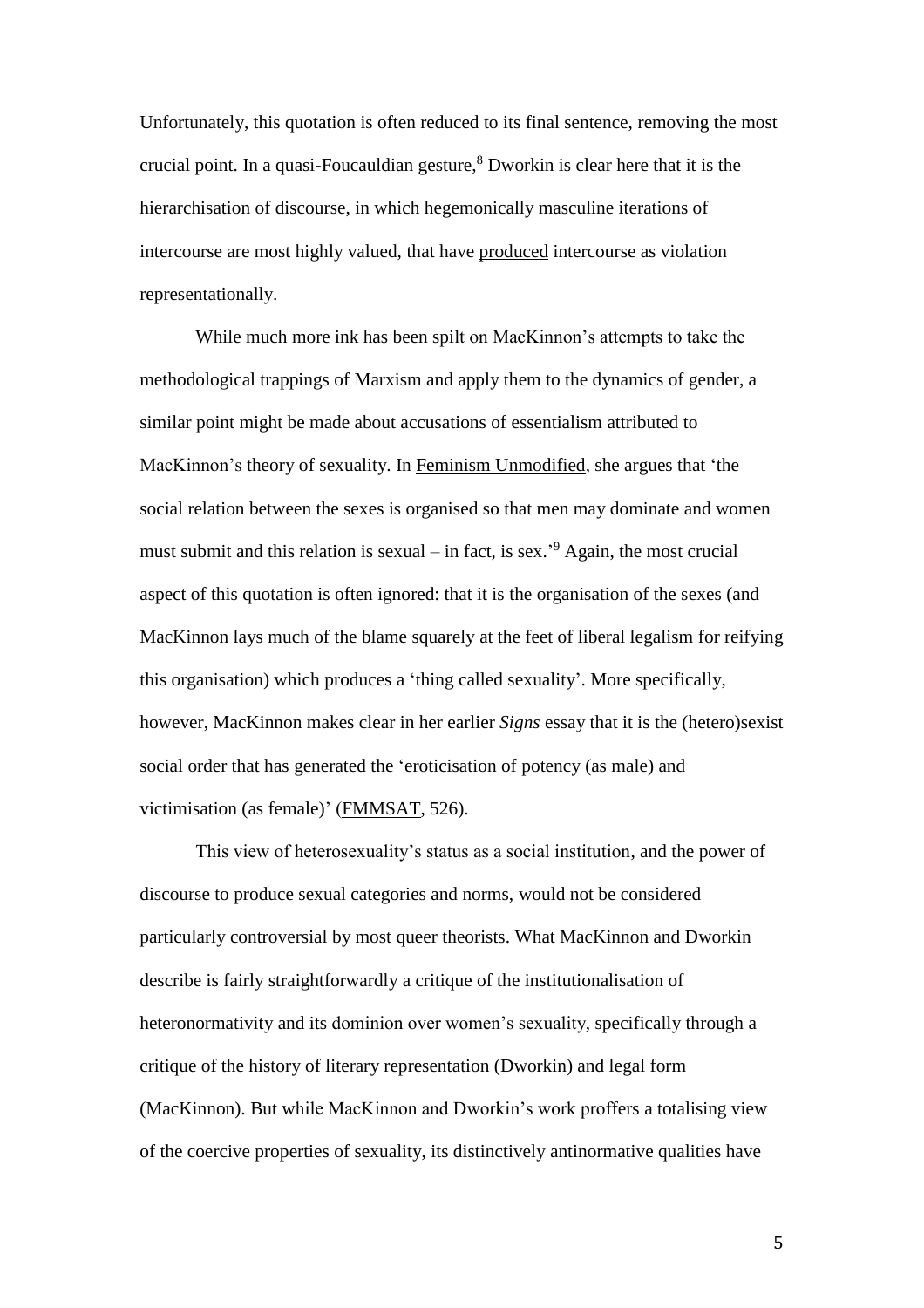Unfortunately, this quotation is often reduced to its final sentence, removing the most crucial point. In a quasi-Foucauldian gesture,[8] Dworkin is clear here that it is the hierarchisation of discourse, in which hegemonically masculine iterations of intercourse are most highly valued, that have produced intercourse as violation representationally.

While much more ink has been spilt on MacKinnon's attempts to take the methodological trappings of Marxism and apply them to the dynamics of gender, a similar point might be made about accusations of essentialism attributed to MacKinnon's theory of sexuality. In Feminism Unmodified, she argues that 'the social relation between the sexes is organised so that men may dominate and women must submit and this relation is sexual – in fact, is sex.'[9] Again, the most crucial aspect of this quotation is often ignored: that it is the organisation of the sexes (and MacKinnon lays much of the blame squarely at the feet of liberal legalism for reifying this organisation) which produces a 'thing called sexuality'. More specifically, however, MacKinnon makes clear in her earlier *Signs* essay that it is the (hetero)sexist social order that has generated the 'eroticisation of potency (as male) and victimisation (as female)' (FMMSAT, 526).

This view of heterosexuality's status as a social institution, and the power of discourse to produce sexual categories and norms, would not be considered particularly controversial by most queer theorists. What MacKinnon and Dworkin describe is fairly straightforwardly a critique of the institutionalisation of heteronormativity and its dominion over women's sexuality, specifically through a critique of the history of literary representation (Dworkin) and legal form (MacKinnon). But while MacKinnon and Dworkin's work proffers a totalising view of the coercive properties of sexuality, its distinctively antinormative qualities have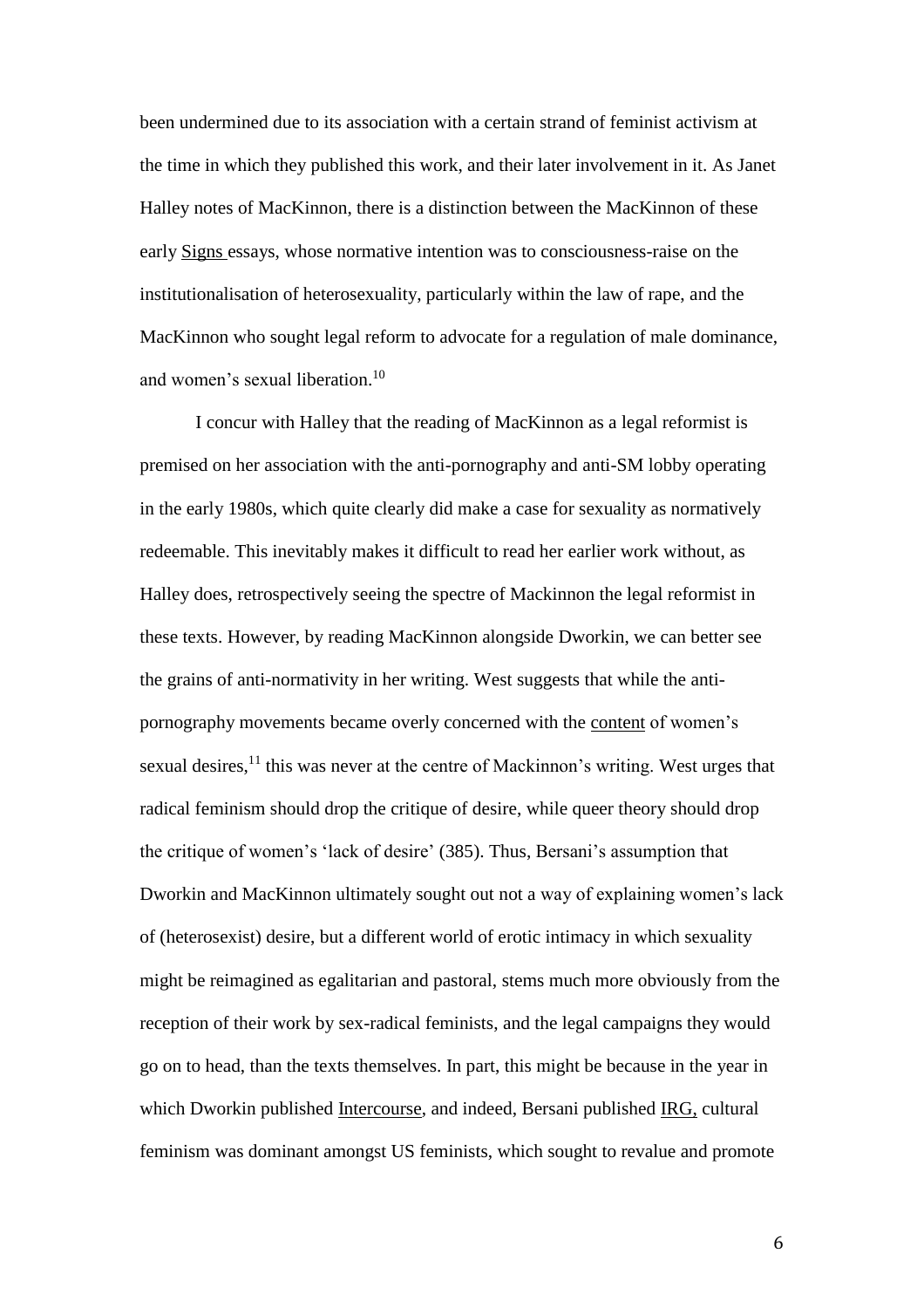been undermined due to its association with a certain strand of feminist activism at the time in which they published this work, and their later involvement in it. As Janet Halley notes of MacKinnon, there is a distinction between the MacKinnon of these early Signs essays, whose normative intention was to consciousness-raise on the institutionalisation of heterosexuality, particularly within the law of rape, and the MacKinnon who sought legal reform to advocate for a regulation of male dominance, and women's sexual liberation.[10]

I concur with Halley that the reading of MacKinnon as a legal reformist is premised on her association with the anti-pornography and anti-SM lobby operating in the early 1980s, which quite clearly did make a case for sexuality as normatively redeemable. This inevitably makes it difficult to read her earlier work without, as Halley does, retrospectively seeing the spectre of Mackinnon the legal reformist in these texts. However, by reading MacKinnon alongside Dworkin, we can better see the grains of anti-normativity in her writing. West suggests that while the anti-pornography movements became overly concerned with the content of women's sexual desires,[11] this was never at the centre of Mackinnon's writing. West urges that radical feminism should drop the critique of desire, while queer theory should drop the critique of women's 'lack of desire' (385). Thus, Bersani's assumption that Dworkin and MacKinnon ultimately sought out not a way of explaining women's lack of (heterosexist) desire, but a different world of erotic intimacy in which sexuality might be reimagined as egalitarian and pastoral, stems much more obviously from the reception of their work by sex-radical feminists, and the legal campaigns they would go on to head, than the texts themselves. In part, this might be because in the year in which Dworkin published Intercourse, and indeed, Bersani published IRG, cultural feminism was dominant amongst US feminists, which sought to revalue and promote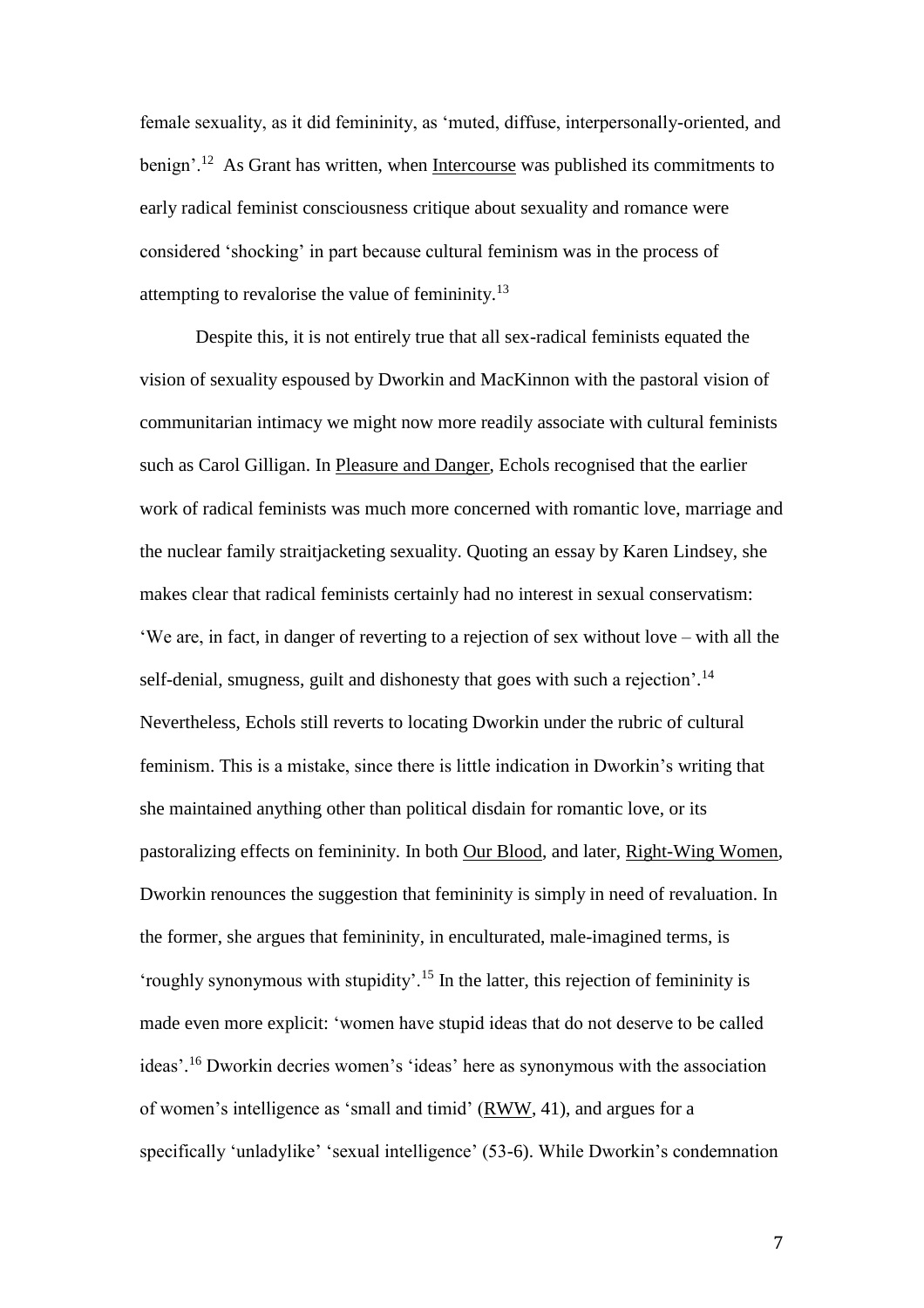female sexuality, as it did femininity, as 'muted, diffuse, interpersonally-oriented, and benign'.[12] As Grant has written, when Intercourse was published its commitments to early radical feminist consciousness critique about sexuality and romance were considered 'shocking' in part because cultural feminism was in the process of attempting to revalorise the value of femininity.[13]

Despite this, it is not entirely true that all sex-radical feminists equated the vision of sexuality espoused by Dworkin and MacKinnon with the pastoral vision of communitarian intimacy we might now more readily associate with cultural feminists such as Carol Gilligan. In Pleasure and Danger, Echols recognised that the earlier work of radical feminists was much more concerned with romantic love, marriage and the nuclear family straitjacketing sexuality. Quoting an essay by Karen Lindsey, she makes clear that radical feminists certainly had no interest in sexual conservatism: 'We are, in fact, in danger of reverting to a rejection of sex without love – with all the self-denial, smugness, guilt and dishonesty that goes with such a rejection'.[14] Nevertheless, Echols still reverts to locating Dworkin under the rubric of cultural feminism. This is a mistake, since there is little indication in Dworkin's writing that she maintained anything other than political disdain for romantic love, or its pastoralizing effects on femininity. In both Our Blood, and later, Right-Wing Women, Dworkin renounces the suggestion that femininity is simply in need of revaluation. In the former, she argues that femininity, in enculturated, male-imagined terms, is 'roughly synonymous with stupidity'.[15] In the latter, this rejection of femininity is made even more explicit: 'women have stupid ideas that do not deserve to be called ideas'.[16] Dworkin decries women's 'ideas' here as synonymous with the association of women's intelligence as 'small and timid' (RWW, 41), and argues for a specifically 'unladylike' 'sexual intelligence' (53-6). While Dworkin's condemnation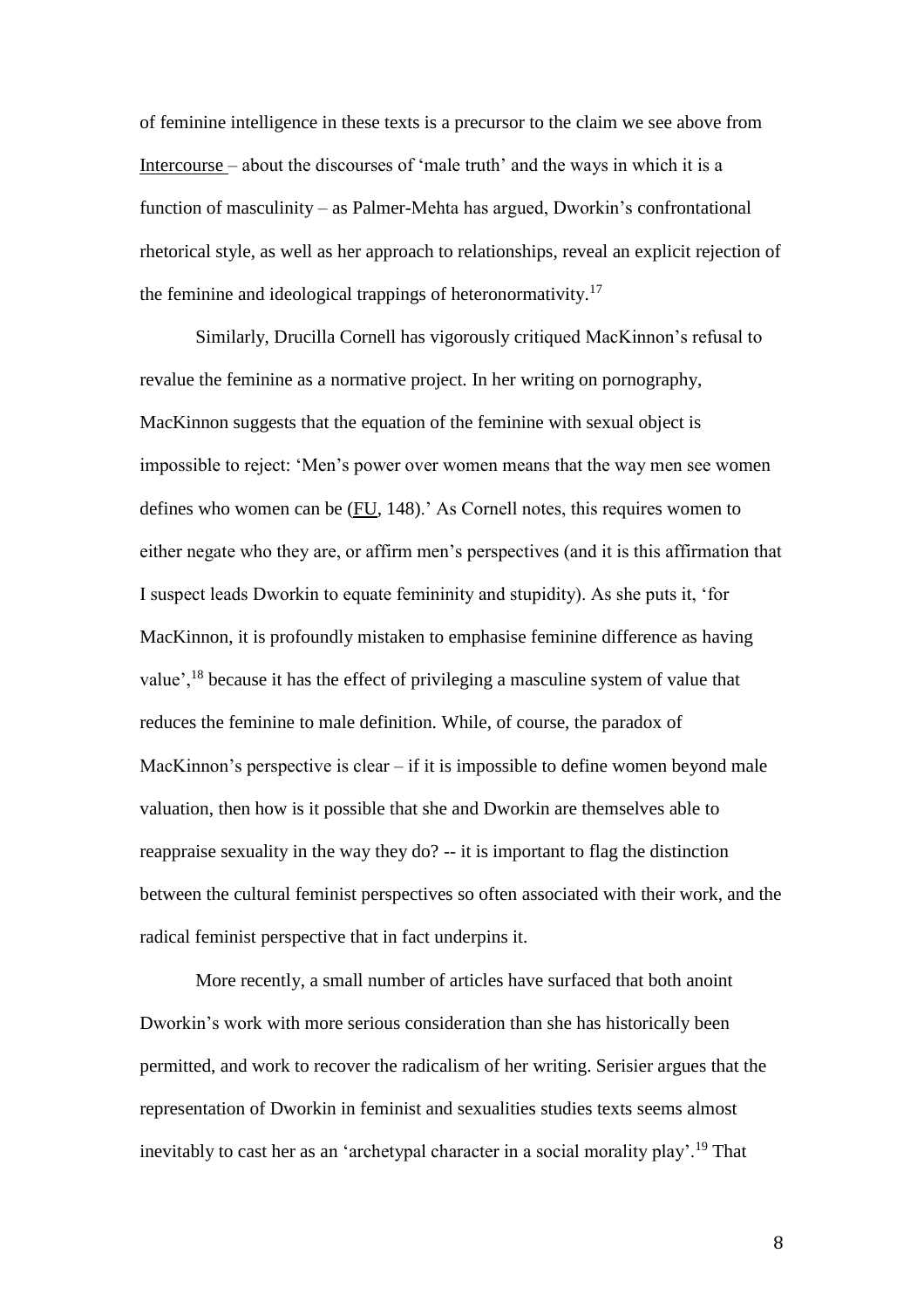of feminine intelligence in these texts is a precursor to the claim we see above from Intercourse – about the discourses of 'male truth' and the ways in which it is a function of masculinity – as Palmer-Mehta has argued, Dworkin's confrontational rhetorical style, as well as her approach to relationships, reveal an explicit rejection of the feminine and ideological trappings of heteronormativity.[17]

Similarly, Drucilla Cornell has vigorously critiqued MacKinnon's refusal to revalue the feminine as a normative project. In her writing on pornography, MacKinnon suggests that the equation of the feminine with sexual object is impossible to reject: 'Men's power over women means that the way men see women defines who women can be (FU, 148).' As Cornell notes, this requires women to either negate who they are, or affirm men's perspectives (and it is this affirmation that I suspect leads Dworkin to equate femininity and stupidity). As she puts it, 'for MacKinnon, it is profoundly mistaken to emphasise feminine difference as having value',[18] because it has the effect of privileging a masculine system of value that reduces the feminine to male definition. While, of course, the paradox of MacKinnon's perspective is clear – if it is impossible to define women beyond male valuation, then how is it possible that she and Dworkin are themselves able to reappraise sexuality in the way they do? -- it is important to flag the distinction between the cultural feminist perspectives so often associated with their work, and the radical feminist perspective that in fact underpins it.

More recently, a small number of articles have surfaced that both anoint Dworkin's work with more serious consideration than she has historically been permitted, and work to recover the radicalism of her writing. Serisier argues that the representation of Dworkin in feminist and sexualities studies texts seems almost inevitably to cast her as an 'archetypal character in a social morality play'.[19] That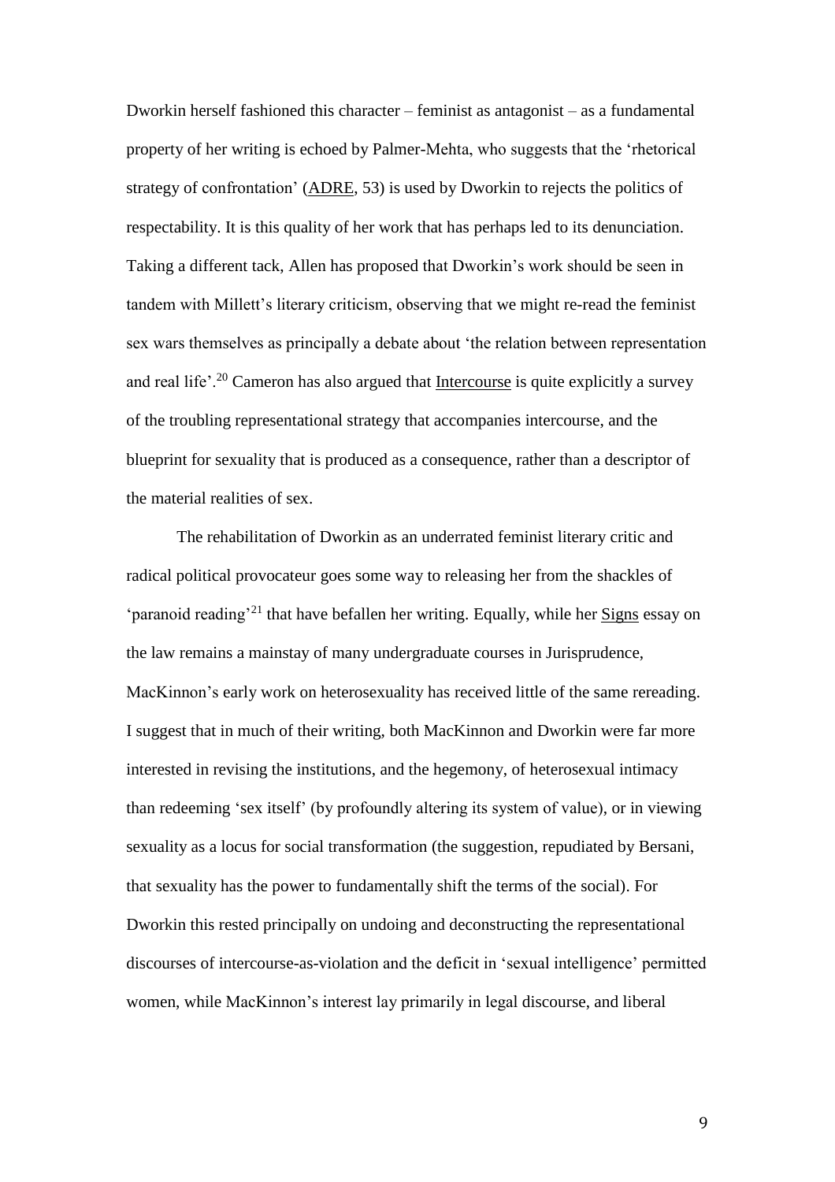Dworkin herself fashioned this character – feminist as antagonist – as a fundamental property of her writing is echoed by Palmer-Mehta, who suggests that the 'rhetorical strategy of confrontation' (ADRE, 53) is used by Dworkin to rejects the politics of respectability. It is this quality of her work that has perhaps led to its denunciation. Taking a different tack, Allen has proposed that Dworkin's work should be seen in tandem with Millett's literary criticism, observing that we might re-read the feminist sex wars themselves as principally a debate about 'the relation between representation and real life'.[20] Cameron has also argued that Intercourse is quite explicitly a survey of the troubling representational strategy that accompanies intercourse, and the blueprint for sexuality that is produced as a consequence, rather than a descriptor of the material realities of sex.

The rehabilitation of Dworkin as an underrated feminist literary critic and radical political provocateur goes some way to releasing her from the shackles of 'paranoid reading'[21] that have befallen her writing. Equally, while her Signs essay on the law remains a mainstay of many undergraduate courses in Jurisprudence, MacKinnon's early work on heterosexuality has received little of the same rereading. I suggest that in much of their writing, both MacKinnon and Dworkin were far more interested in revising the institutions, and the hegemony, of heterosexual intimacy than redeeming 'sex itself' (by profoundly altering its system of value), or in viewing sexuality as a locus for social transformation (the suggestion, repudiated by Bersani, that sexuality has the power to fundamentally shift the terms of the social). For Dworkin this rested principally on undoing and deconstructing the representational discourses of intercourse-as-violation and the deficit in 'sexual intelligence' permitted women, while MacKinnon's interest lay primarily in legal discourse, and liberal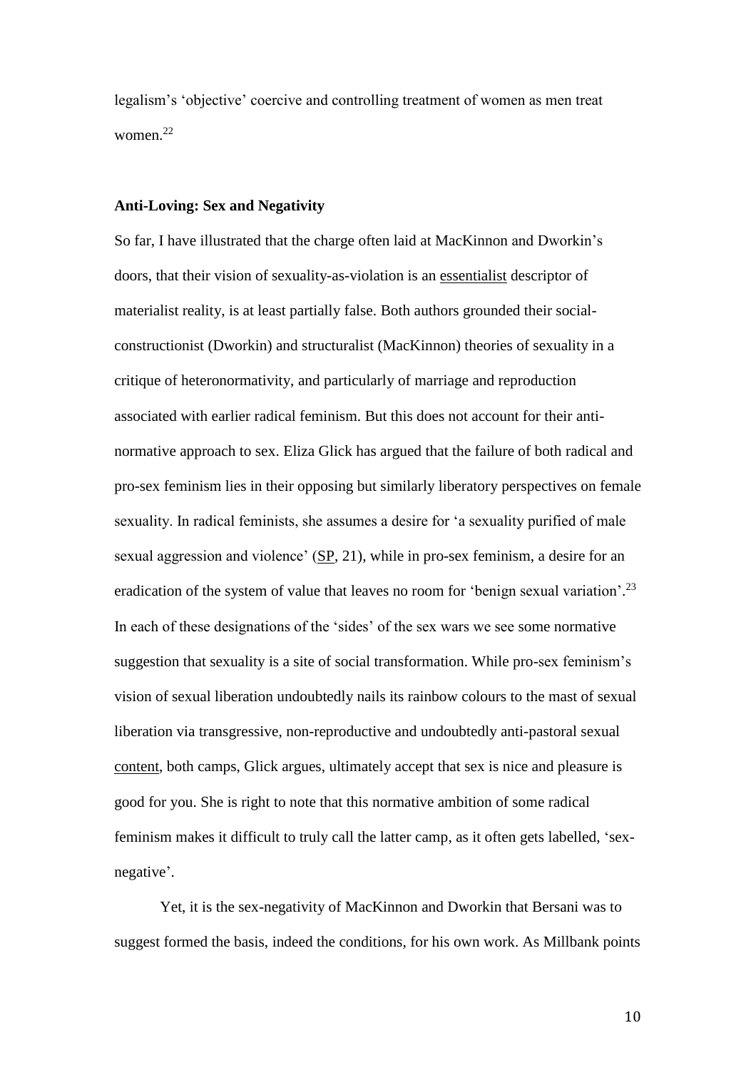legalism's 'objective' coercive and controlling treatment of women as men treat women.[22]

**Anti-Loving: Sex and Negativity**

So far, I have illustrated that the charge often laid at MacKinnon and Dworkin's doors, that their vision of sexuality-as-violation is an essentialist descriptor of materialist reality, is at least partially false. Both authors grounded their social-constructionist (Dworkin) and structuralist (MacKinnon) theories of sexuality in a critique of heteronormativity, and particularly of marriage and reproduction associated with earlier radical feminism. But this does not account for their anti-normative approach to sex. Eliza Glick has argued that the failure of both radical and pro-sex feminism lies in their opposing but similarly liberatory perspectives on female sexuality. In radical feminists, she assumes a desire for 'a sexuality purified of male sexual aggression and violence' (SP, 21), while in pro-sex feminism, a desire for an eradication of the system of value that leaves no room for 'benign sexual variation'.[23] In each of these designations of the 'sides' of the sex wars we see some normative suggestion that sexuality is a site of social transformation. While pro-sex feminism's vision of sexual liberation undoubtedly nails its rainbow colours to the mast of sexual liberation via transgressive, non-reproductive and undoubtedly anti-pastoral sexual content, both camps, Glick argues, ultimately accept that sex is nice and pleasure is good for you. She is right to note that this normative ambition of some radical feminism makes it difficult to truly call the latter camp, as it often gets labelled, 'sex-negative'.

Yet, it is the sex-negativity of MacKinnon and Dworkin that Bersani was to suggest formed the basis, indeed the conditions, for his own work. As Millbank points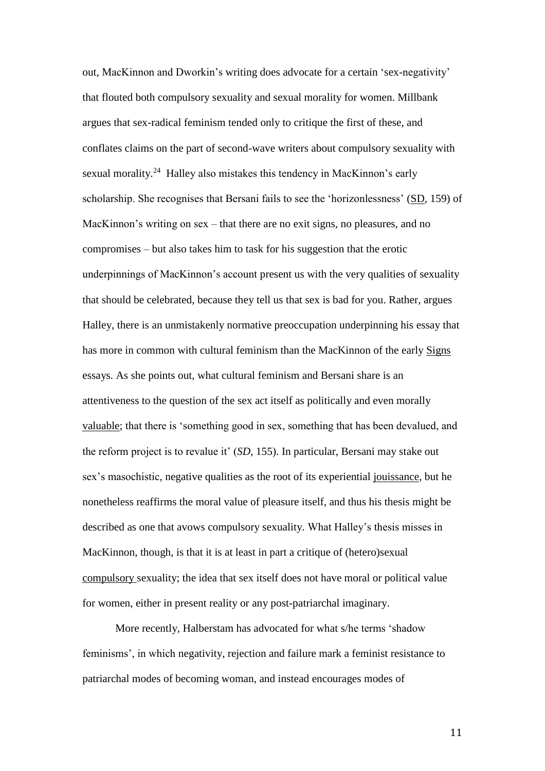out, MacKinnon and Dworkin's writing does advocate for a certain 'sex-negativity' that flouted both compulsory sexuality and sexual morality for women. Millbank argues that sex-radical feminism tended only to critique the first of these, and conflates claims on the part of second-wave writers about compulsory sexuality with sexual morality.[24] Halley also mistakes this tendency in MacKinnon's early scholarship. She recognises that Bersani fails to see the 'horizonlessness' (SD, 159) of MacKinnon's writing on sex – that there are no exit signs, no pleasures, and no compromises – but also takes him to task for his suggestion that the erotic underpinnings of MacKinnon's account present us with the very qualities of sexuality that should be celebrated, because they tell us that sex is bad for you. Rather, argues Halley, there is an unmistakenly normative preoccupation underpinning his essay that has more in common with cultural feminism than the MacKinnon of the early Signs essays. As she points out, what cultural feminism and Bersani share is an attentiveness to the question of the sex act itself as politically and even morally valuable; that there is 'something good in sex, something that has been devalued, and the reform project is to revalue it' (*SD*, 155). In particular, Bersani may stake out sex's masochistic, negative qualities as the root of its experiential jouissance, but he nonetheless reaffirms the moral value of pleasure itself, and thus his thesis might be described as one that avows compulsory sexuality. What Halley's thesis misses in MacKinnon, though, is that it is at least in part a critique of (hetero)sexual compulsory sexuality; the idea that sex itself does not have moral or political value for women, either in present reality or any post-patriarchal imaginary.

More recently, Halberstam has advocated for what s/he terms 'shadow feminisms', in which negativity, rejection and failure mark a feminist resistance to patriarchal modes of becoming woman, and instead encourages modes of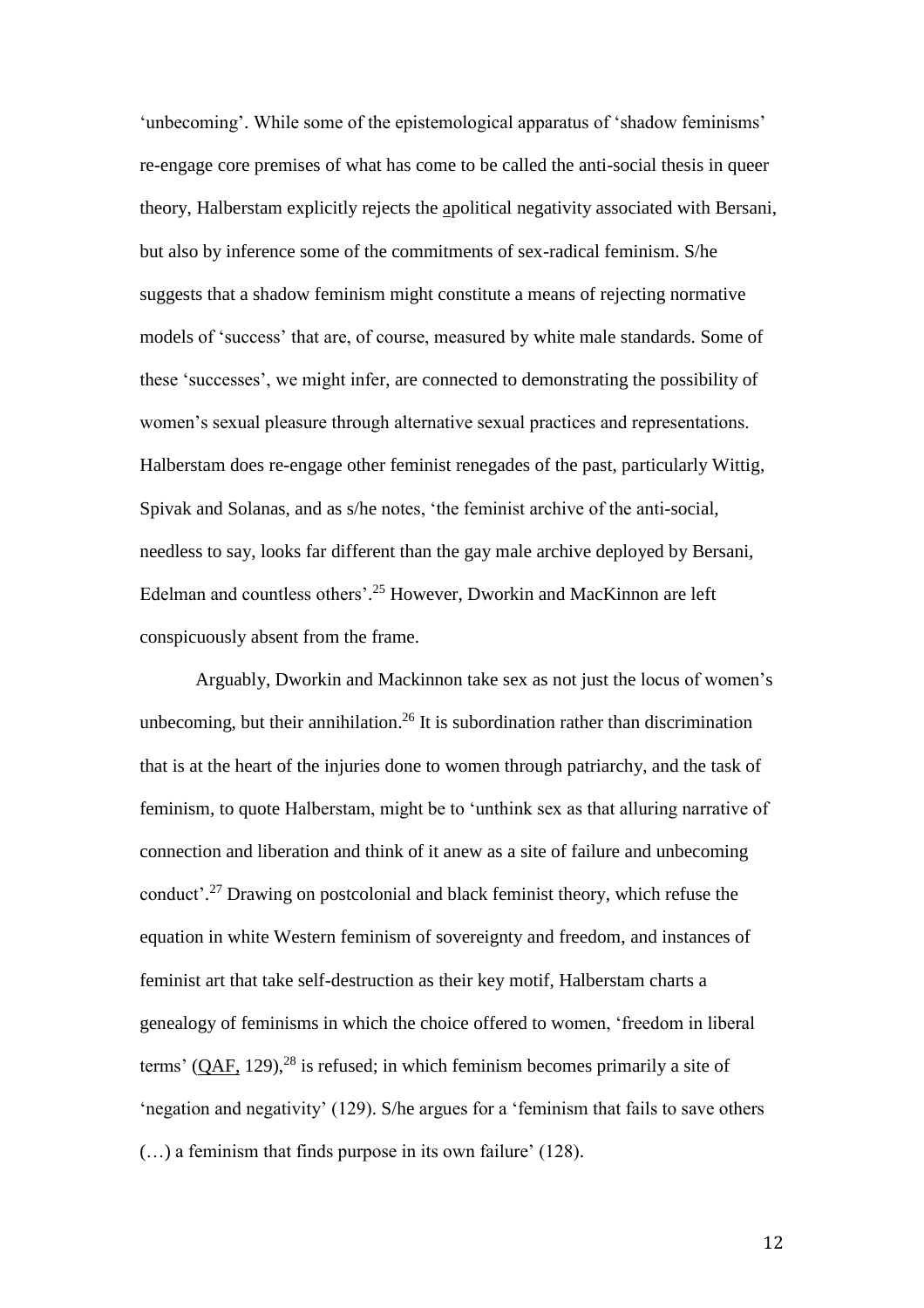'unbecoming'. While some of the epistemological apparatus of 'shadow feminisms' re-engage core premises of what has come to be called the anti-social thesis in queer theory, Halberstam explicitly rejects the apolitical negativity associated with Bersani, but also by inference some of the commitments of sex-radical feminism. S/he suggests that a shadow feminism might constitute a means of rejecting normative models of 'success' that are, of course, measured by white male standards. Some of these 'successes', we might infer, are connected to demonstrating the possibility of women's sexual pleasure through alternative sexual practices and representations. Halberstam does re-engage other feminist renegades of the past, particularly Wittig, Spivak and Solanas, and as s/he notes, 'the feminist archive of the anti-social, needless to say, looks far different than the gay male archive deployed by Bersani, Edelman and countless others'.[25] However, Dworkin and MacKinnon are left conspicuously absent from the frame.

Arguably, Dworkin and Mackinnon take sex as not just the locus of women's unbecoming, but their annihilation.[26] It is subordination rather than discrimination that is at the heart of the injuries done to women through patriarchy, and the task of feminism, to quote Halberstam, might be to 'unthink sex as that alluring narrative of connection and liberation and think of it anew as a site of failure and unbecoming conduct'.[27] Drawing on postcolonial and black feminist theory, which refuse the equation in white Western feminism of sovereignty and freedom, and instances of feminist art that take self-destruction as their key motif, Halberstam charts a genealogy of feminisms in which the choice offered to women, 'freedom in liberal terms' (QAF, 129),[28] is refused; in which feminism becomes primarily a site of 'negation and negativity' (129). S/he argues for a 'feminism that fails to save others (…) a feminism that finds purpose in its own failure' (128).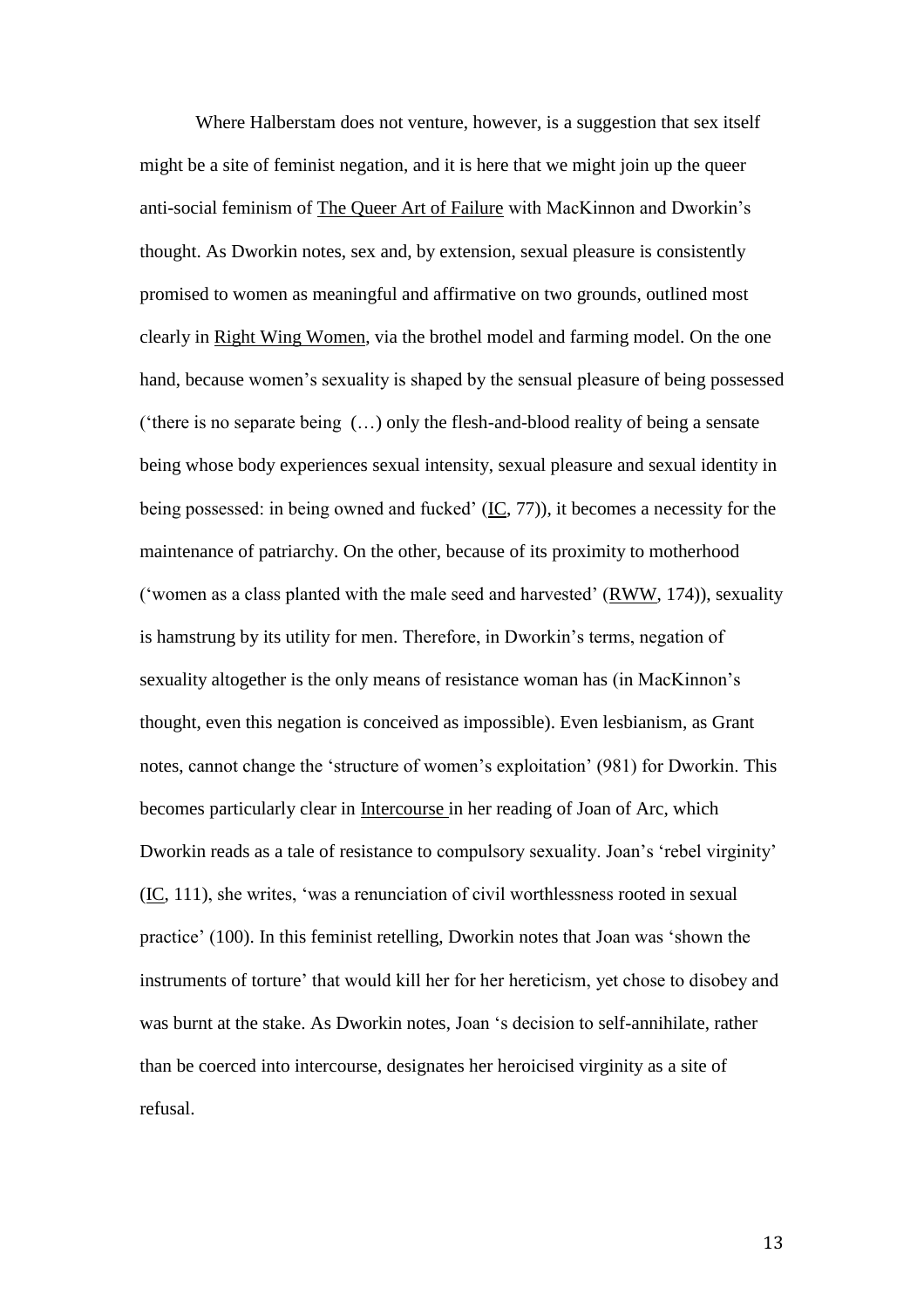Where Halberstam does not venture, however, is a suggestion that sex itself might be a site of feminist negation, and it is here that we might join up the queer anti-social feminism of The Queer Art of Failure with MacKinnon and Dworkin's thought. As Dworkin notes, sex and, by extension, sexual pleasure is consistently promised to women as meaningful and affirmative on two grounds, outlined most clearly in Right Wing Women, via the brothel model and farming model. On the one hand, because women's sexuality is shaped by the sensual pleasure of being possessed ('there is no separate being (…) only the flesh-and-blood reality of being a sensate being whose body experiences sexual intensity, sexual pleasure and sexual identity in being possessed: in being owned and fucked' (IC, 77)), it becomes a necessity for the maintenance of patriarchy. On the other, because of its proximity to motherhood ('women as a class planted with the male seed and harvested' (RWW, 174)), sexuality is hamstrung by its utility for men. Therefore, in Dworkin's terms, negation of sexuality altogether is the only means of resistance woman has (in MacKinnon's thought, even this negation is conceived as impossible). Even lesbianism, as Grant notes, cannot change the 'structure of women's exploitation' (981) for Dworkin. This becomes particularly clear in Intercourse in her reading of Joan of Arc, which Dworkin reads as a tale of resistance to compulsory sexuality. Joan's 'rebel virginity' (IC, 111), she writes, 'was a renunciation of civil worthlessness rooted in sexual practice' (100). In this feminist retelling, Dworkin notes that Joan was 'shown the instruments of torture' that would kill her for her hereticism, yet chose to disobey and was burnt at the stake. As Dworkin notes, Joan 's decision to self-annihilate, rather than be coerced into intercourse, designates her heroicised virginity as a site of refusal.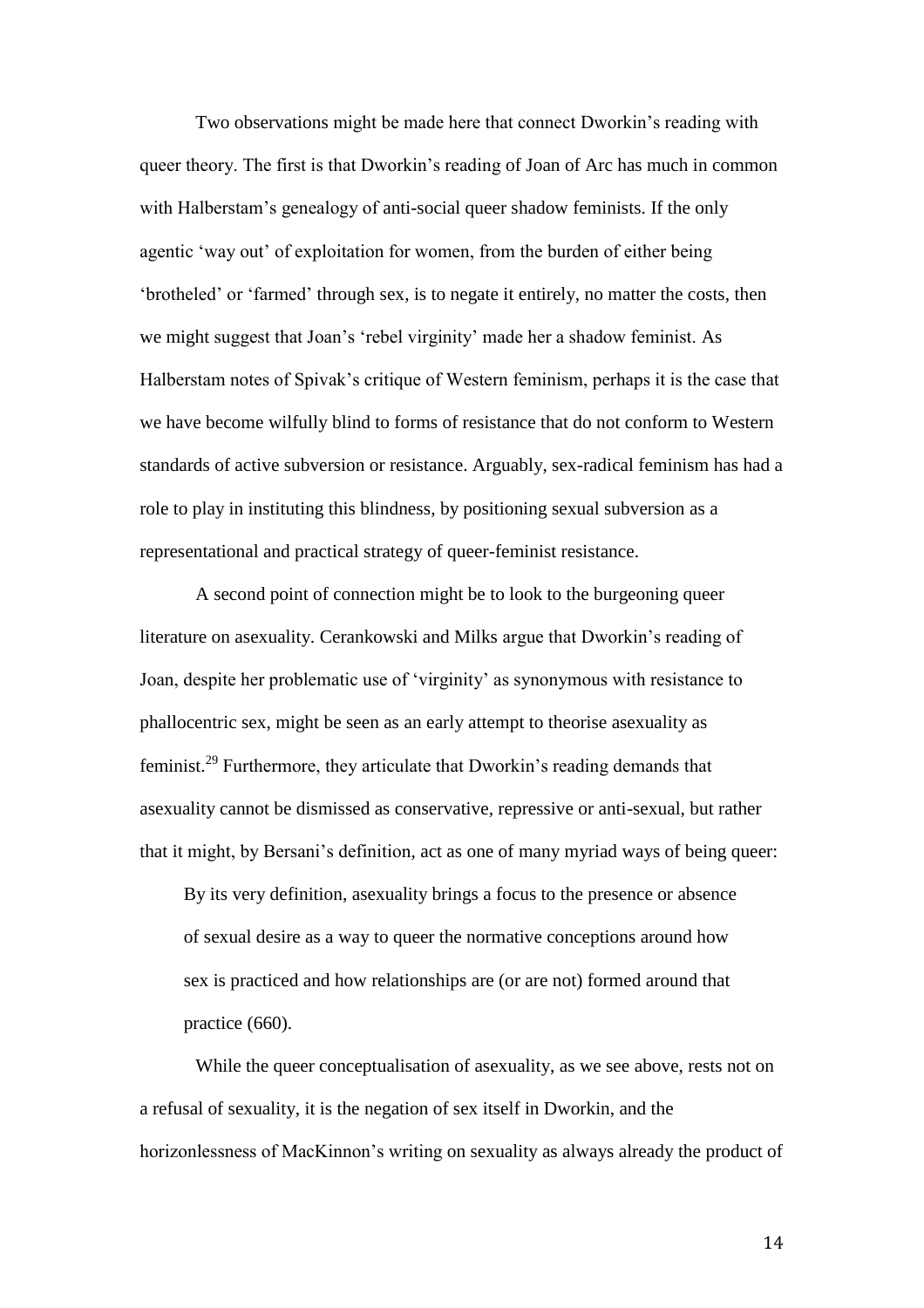Two observations might be made here that connect Dworkin's reading with queer theory. The first is that Dworkin's reading of Joan of Arc has much in common with Halberstam's genealogy of anti-social queer shadow feminists. If the only agentic 'way out' of exploitation for women, from the burden of either being 'brotheled' or 'farmed' through sex, is to negate it entirely, no matter the costs, then we might suggest that Joan's 'rebel virginity' made her a shadow feminist. As Halberstam notes of Spivak's critique of Western feminism, perhaps it is the case that we have become wilfully blind to forms of resistance that do not conform to Western standards of active subversion or resistance. Arguably, sex-radical feminism has had a role to play in instituting this blindness, by positioning sexual subversion as a representational and practical strategy of queer-feminist resistance.

A second point of connection might be to look to the burgeoning queer literature on asexuality. Cerankowski and Milks argue that Dworkin's reading of Joan, despite her problematic use of 'virginity' as synonymous with resistance to phallocentric sex, might be seen as an early attempt to theorise asexuality as feminist.[29] Furthermore, they articulate that Dworkin's reading demands that asexuality cannot be dismissed as conservative, repressive or anti-sexual, but rather that it might, by Bersani's definition, act as one of many myriad ways of being queer:

> By its very definition, asexuality brings a focus to the presence or absence of sexual desire as a way to queer the normative conceptions around how sex is practiced and how relationships are (or are not) formed around that practice (660).

While the queer conceptualisation of asexuality, as we see above, rests not on a refusal of sexuality, it is the negation of sex itself in Dworkin, and the horizonlessness of MacKinnon's writing on sexuality as always already the product of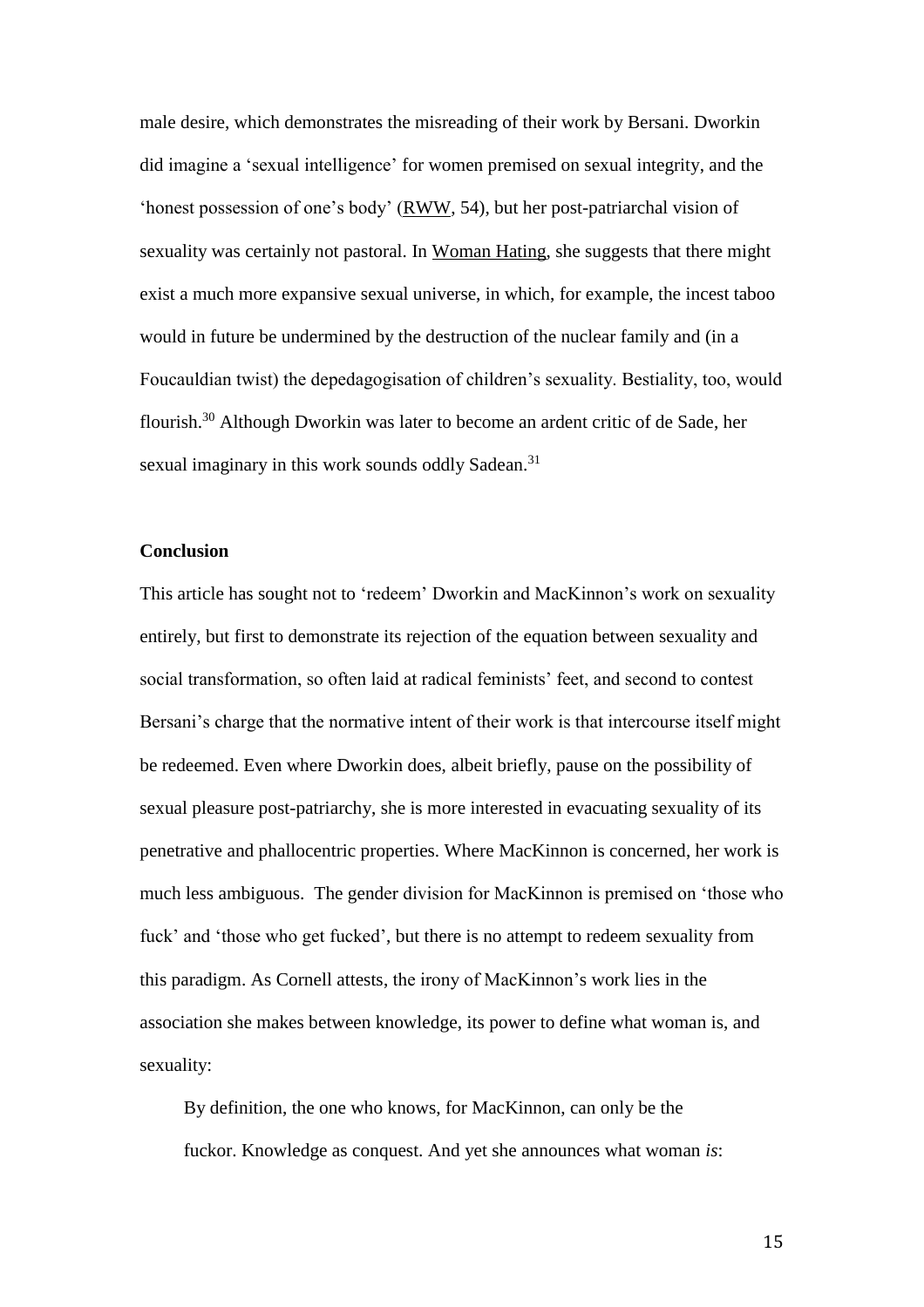male desire, which demonstrates the misreading of their work by Bersani. Dworkin did imagine a 'sexual intelligence' for women premised on sexual integrity, and the 'honest possession of one's body' (RWW, 54), but her post-patriarchal vision of sexuality was certainly not pastoral. In Woman Hating, she suggests that there might exist a much more expansive sexual universe, in which, for example, the incest taboo would in future be undermined by the destruction of the nuclear family and (in a Foucauldian twist) the depedagogisation of children's sexuality. Bestiality, too, would flourish.[30] Although Dworkin was later to become an ardent critic of de Sade, her sexual imaginary in this work sounds oddly Sadean.[31]

**Conclusion**

This article has sought not to 'redeem' Dworkin and MacKinnon's work on sexuality entirely, but first to demonstrate its rejection of the equation between sexuality and social transformation, so often laid at radical feminists' feet, and second to contest Bersani's charge that the normative intent of their work is that intercourse itself might be redeemed. Even where Dworkin does, albeit briefly, pause on the possibility of sexual pleasure post-patriarchy, she is more interested in evacuating sexuality of its penetrative and phallocentric properties. Where MacKinnon is concerned, her work is much less ambiguous. The gender division for MacKinnon is premised on 'those who fuck' and 'those who get fucked', but there is no attempt to redeem sexuality from this paradigm. As Cornell attests, the irony of MacKinnon's work lies in the association she makes between knowledge, its power to define what woman is, and sexuality:

> By definition, the one who knows, for MacKinnon, can only be the fuckor. Knowledge as conquest. And yet she announces what woman *is*: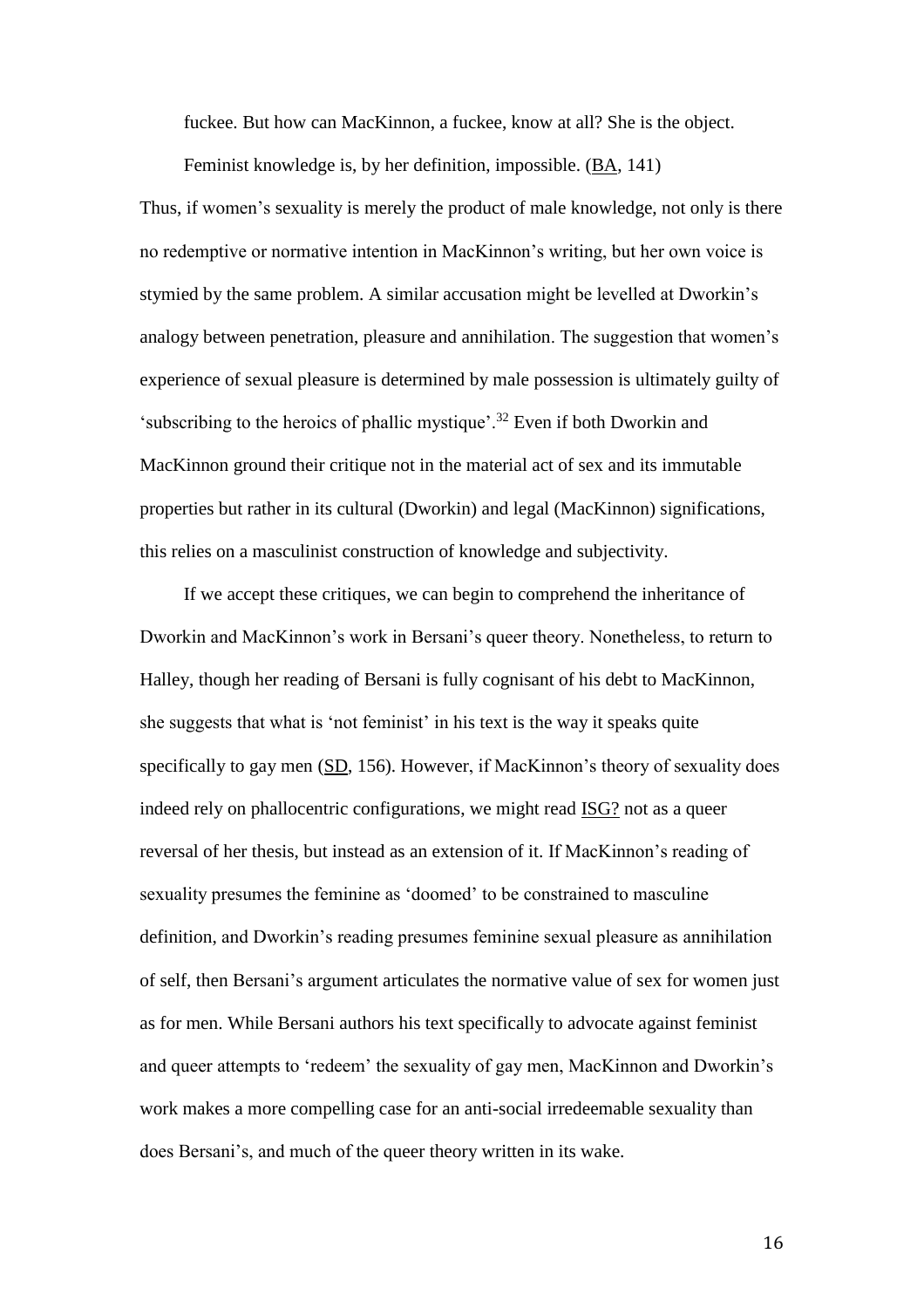> fuckee. But how can MacKinnon, a fuckee, know at all? She is the object. Feminist knowledge is, by her definition, impossible. (BA, 141)

Thus, if women's sexuality is merely the product of male knowledge, not only is there no redemptive or normative intention in MacKinnon's writing, but her own voice is stymied by the same problem. A similar accusation might be levelled at Dworkin's analogy between penetration, pleasure and annihilation. The suggestion that women's experience of sexual pleasure is determined by male possession is ultimately guilty of 'subscribing to the heroics of phallic mystique'.[32] Even if both Dworkin and MacKinnon ground their critique not in the material act of sex and its immutable properties but rather in its cultural (Dworkin) and legal (MacKinnon) significations, this relies on a masculinist construction of knowledge and subjectivity.

If we accept these critiques, we can begin to comprehend the inheritance of Dworkin and MacKinnon's work in Bersani's queer theory. Nonetheless, to return to Halley, though her reading of Bersani is fully cognisant of his debt to MacKinnon, she suggests that what is 'not feminist' in his text is the way it speaks quite specifically to gay men (SD, 156). However, if MacKinnon's theory of sexuality does indeed rely on phallocentric configurations, we might read ISG? not as a queer reversal of her thesis, but instead as an extension of it. If MacKinnon's reading of sexuality presumes the feminine as 'doomed' to be constrained to masculine definition, and Dworkin's reading presumes feminine sexual pleasure as annihilation of self, then Bersani's argument articulates the normative value of sex for women just as for men. While Bersani authors his text specifically to advocate against feminist and queer attempts to 'redeem' the sexuality of gay men, MacKinnon and Dworkin's work makes a more compelling case for an anti-social irredeemable sexuality than does Bersani's, and much of the queer theory written in its wake.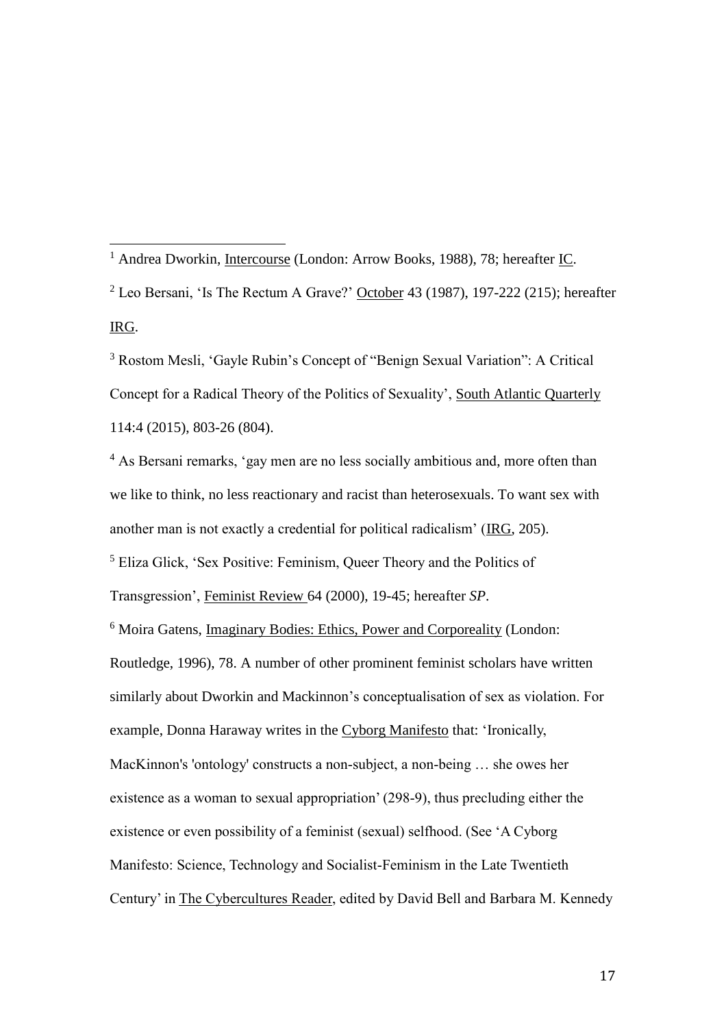[1] Andrea Dworkin, Intercourse (London: Arrow Books, 1988), 78; hereafter IC.

[2] Leo Bersani, 'Is The Rectum A Grave?' October 43 (1987), 197-222 (215); hereafter IRG.

[3] Rostom Mesli, 'Gayle Rubin's Concept of "Benign Sexual Variation": A Critical Concept for a Radical Theory of the Politics of Sexuality', South Atlantic Quarterly 114:4 (2015), 803-26 (804).

[4] As Bersani remarks, 'gay men are no less socially ambitious and, more often than we like to think, no less reactionary and racist than heterosexuals. To want sex with another man is not exactly a credential for political radicalism' (IRG, 205).

[5] Eliza Glick, 'Sex Positive: Feminism, Queer Theory and the Politics of Transgression', Feminist Review 64 (2000), 19-45; hereafter *SP*.

[6] Moira Gatens, Imaginary Bodies: Ethics, Power and Corporeality (London: Routledge, 1996), 78. A number of other prominent feminist scholars have written similarly about Dworkin and Mackinnon's conceptualisation of sex as violation. For example, Donna Haraway writes in the Cyborg Manifesto that: 'Ironically, MacKinnon's 'ontology' constructs a non-subject, a non-being … she owes her existence as a woman to sexual appropriation' (298-9), thus precluding either the existence or even possibility of a feminist (sexual) selfhood. (See 'A Cyborg Manifesto: Science, Technology and Socialist-Feminism in the Late Twentieth Century' in The Cybercultures Reader, edited by David Bell and Barbara M. Kennedy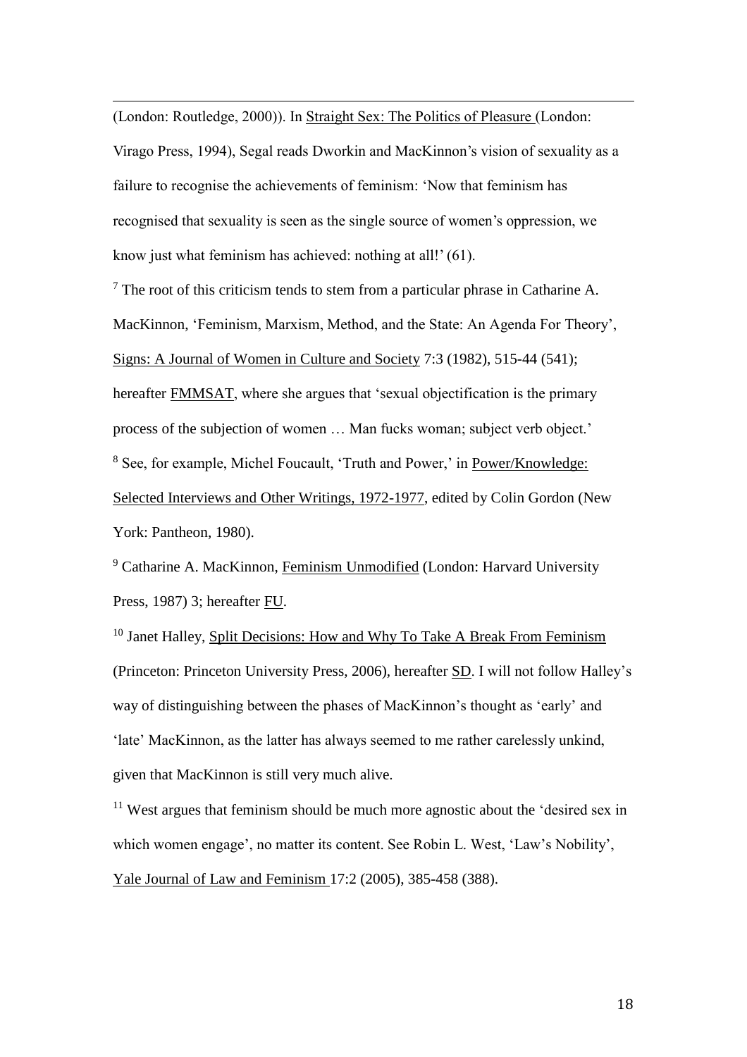(London: Routledge, 2000)). In Straight Sex: The Politics of Pleasure (London: Virago Press, 1994), Segal reads Dworkin and MacKinnon's vision of sexuality as a failure to recognise the achievements of feminism: 'Now that feminism has recognised that sexuality is seen as the single source of women's oppression, we know just what feminism has achieved: nothing at all!' (61).

[7] The root of this criticism tends to stem from a particular phrase in Catharine A. MacKinnon, 'Feminism, Marxism, Method, and the State: An Agenda For Theory', Signs: A Journal of Women in Culture and Society 7:3 (1982), 515-44 (541); hereafter FMMSAT, where she argues that 'sexual objectification is the primary process of the subjection of women … Man fucks woman; subject verb object.'

[8] See, for example, Michel Foucault, 'Truth and Power,' in Power/Knowledge: Selected Interviews and Other Writings, 1972-1977, edited by Colin Gordon (New York: Pantheon, 1980).

[9] Catharine A. MacKinnon, Feminism Unmodified (London: Harvard University Press, 1987) 3; hereafter FU.

[10] Janet Halley, Split Decisions: How and Why To Take A Break From Feminism (Princeton: Princeton University Press, 2006), hereafter SD. I will not follow Halley's way of distinguishing between the phases of MacKinnon's thought as 'early' and 'late' MacKinnon, as the latter has always seemed to me rather carelessly unkind, given that MacKinnon is still very much alive.

[11] West argues that feminism should be much more agnostic about the 'desired sex in which women engage', no matter its content. See Robin L. West, 'Law's Nobility', Yale Journal of Law and Feminism 17:2 (2005), 385-458 (388).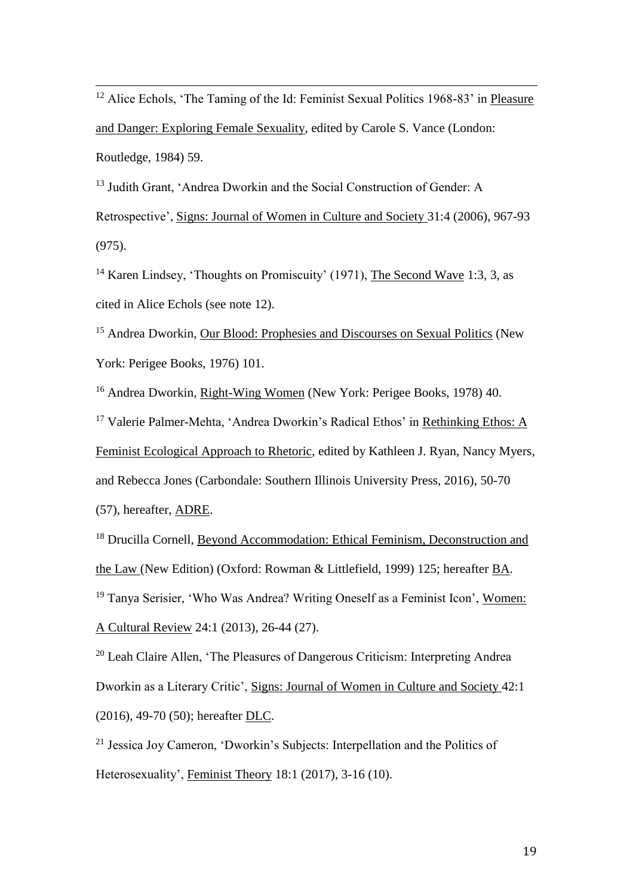[12] Alice Echols, 'The Taming of the Id: Feminist Sexual Politics 1968-83' in Pleasure and Danger: Exploring Female Sexuality, edited by Carole S. Vance (London: Routledge, 1984) 59.

[13] Judith Grant, 'Andrea Dworkin and the Social Construction of Gender: A Retrospective', Signs: Journal of Women in Culture and Society 31:4 (2006), 967-93 (975).

[14] Karen Lindsey, 'Thoughts on Promiscuity' (1971), The Second Wave 1:3, 3, as cited in Alice Echols (see note 12).

[15] Andrea Dworkin, Our Blood: Prophesies and Discourses on Sexual Politics (New York: Perigee Books, 1976) 101.

[16] Andrea Dworkin, Right-Wing Women (New York: Perigee Books, 1978) 40.

[17] Valerie Palmer-Mehta, 'Andrea Dworkin's Radical Ethos' in Rethinking Ethos: A Feminist Ecological Approach to Rhetoric, edited by Kathleen J. Ryan, Nancy Myers, and Rebecca Jones (Carbondale: Southern Illinois University Press, 2016), 50-70 (57), hereafter, ADRE.

[18] Drucilla Cornell, Beyond Accommodation: Ethical Feminism, Deconstruction and the Law (New Edition) (Oxford: Rowman & Littlefield, 1999) 125; hereafter BA.

[19] Tanya Serisier, 'Who Was Andrea? Writing Oneself as a Feminist Icon', Women: A Cultural Review 24:1 (2013), 26-44 (27).

[20] Leah Claire Allen, 'The Pleasures of Dangerous Criticism: Interpreting Andrea Dworkin as a Literary Critic', Signs: Journal of Women in Culture and Society 42:1 (2016), 49-70 (50); hereafter DLC.

[21] Jessica Joy Cameron, 'Dworkin's Subjects: Interpellation and the Politics of Heterosexuality', Feminist Theory 18:1 (2017), 3-16 (10).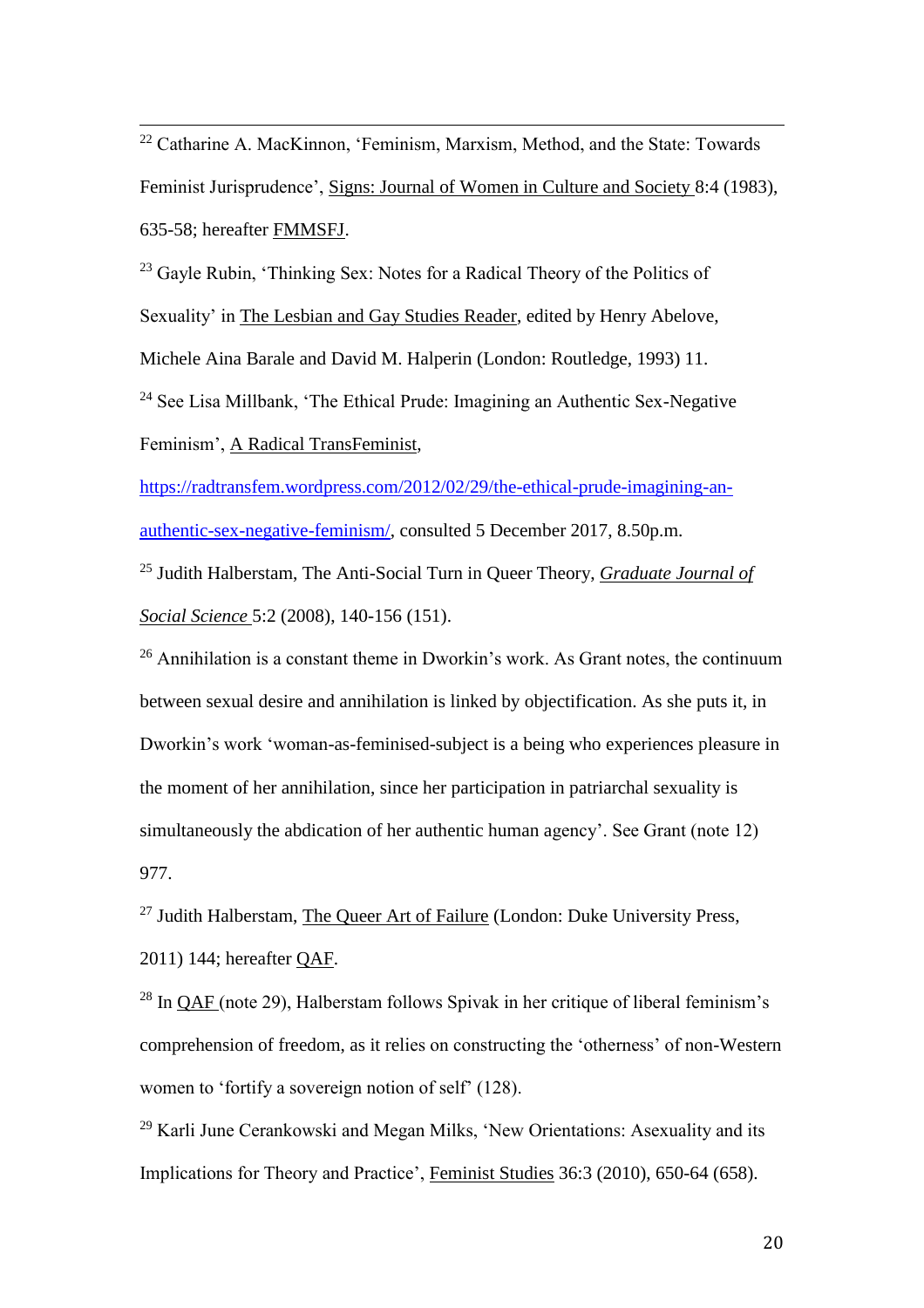[22] Catharine A. MacKinnon, 'Feminism, Marxism, Method, and the State: Towards Feminist Jurisprudence', Signs: Journal of Women in Culture and Society 8:4 (1983), 635-58; hereafter FMMSFJ.

[23] Gayle Rubin, 'Thinking Sex: Notes for a Radical Theory of the Politics of Sexuality' in The Lesbian and Gay Studies Reader, edited by Henry Abelove, Michele Aina Barale and David M. Halperin (London: Routledge, 1993) 11.

[24] See Lisa Millbank, 'The Ethical Prude: Imagining an Authentic Sex-Negative Feminism', A Radical TransFeminist, https://radtransfem.wordpress.com/2012/02/29/the-ethical-prude-imagining-an-authentic-sex-negative-feminism/, consulted 5 December 2017, 8.50p.m.

[25] Judith Halberstam, The Anti-Social Turn in Queer Theory, *Graduate Journal of Social Science* 5:2 (2008), 140-156 (151).

[26] Annihilation is a constant theme in Dworkin's work. As Grant notes, the continuum between sexual desire and annihilation is linked by objectification. As she puts it, in Dworkin's work 'woman-as-feminised-subject is a being who experiences pleasure in the moment of her annihilation, since her participation in patriarchal sexuality is simultaneously the abdication of her authentic human agency'. See Grant (note 12) 977.

[27] Judith Halberstam, The Queer Art of Failure (London: Duke University Press, 2011) 144; hereafter QAF.

[28] In QAF (note 29), Halberstam follows Spivak in her critique of liberal feminism's comprehension of freedom, as it relies on constructing the 'otherness' of non-Western women to 'fortify a sovereign notion of self' (128).

[29] Karli June Cerankowski and Megan Milks, 'New Orientations: Asexuality and its Implications for Theory and Practice', Feminist Studies 36:3 (2010), 650-64 (658).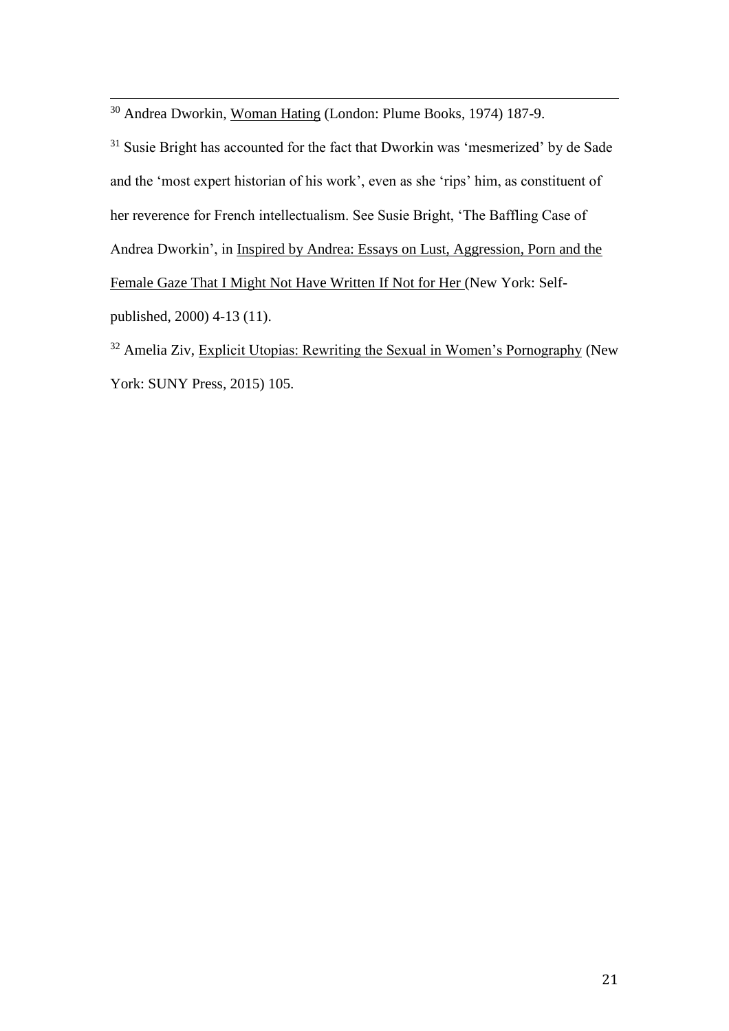[30] Andrea Dworkin, Woman Hating (London: Plume Books, 1974) 187-9.

[31] Susie Bright has accounted for the fact that Dworkin was 'mesmerized' by de Sade and the 'most expert historian of his work', even as she 'rips' him, as constituent of her reverence for French intellectualism. See Susie Bright, 'The Baffling Case of Andrea Dworkin', in Inspired by Andrea: Essays on Lust, Aggression, Porn and the Female Gaze That I Might Not Have Written If Not for Her (New York: Self-published, 2000) 4-13 (11).

[32] Amelia Ziv, Explicit Utopias: Rewriting the Sexual in Women's Pornography (New York: SUNY Press, 2015) 105.